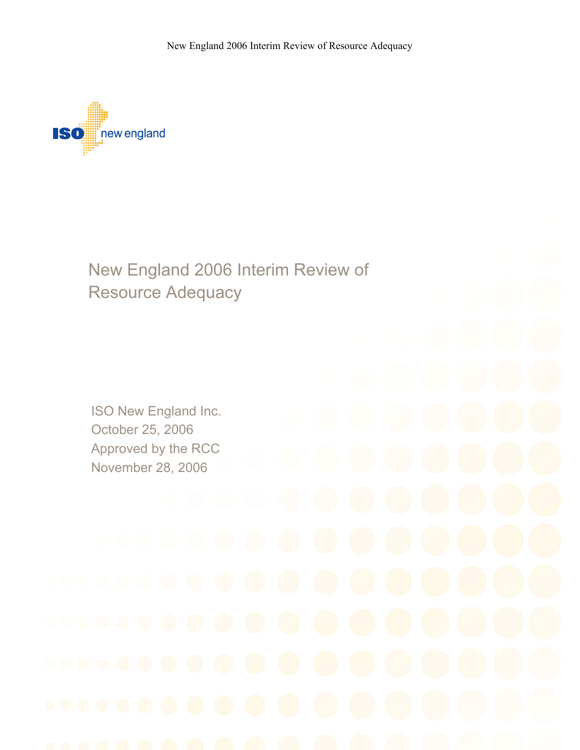ISO new england

# New England 2006 Interim Review of Resource Adequacy

ISO New England Inc.
October 25, 2006
Approved by the RCC
November 28, 2006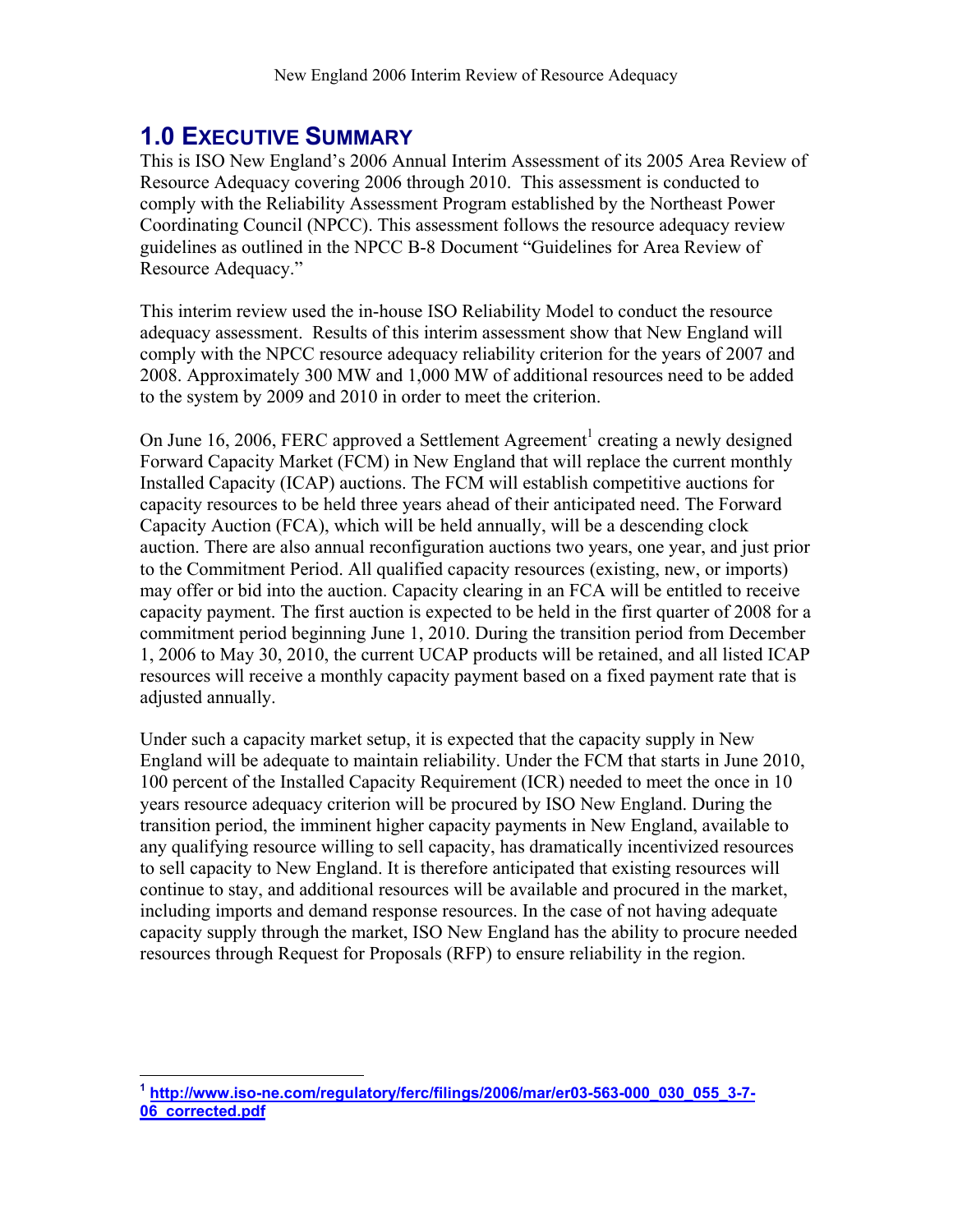# 1.0 EXECUTIVE SUMMARY

This is ISO New England's 2006 Annual Interim Assessment of its 2005 Area Review of Resource Adequacy covering 2006 through 2010. This assessment is conducted to comply with the Reliability Assessment Program established by the Northeast Power Coordinating Council (NPCC). This assessment follows the resource adequacy review guidelines as outlined in the NPCC B-8 Document "Guidelines for Area Review of Resource Adequacy."

This interim review used the in-house ISO Reliability Model to conduct the resource adequacy assessment. Results of this interim assessment show that New England will comply with the NPCC resource adequacy reliability criterion for the years of 2007 and 2008. Approximately 300 MW and 1,000 MW of additional resources need to be added to the system by 2009 and 2010 in order to meet the criterion.

On June 16, 2006, FERC approved a Settlement Agreement[1] creating a newly designed Forward Capacity Market (FCM) in New England that will replace the current monthly Installed Capacity (ICAP) auctions. The FCM will establish competitive auctions for capacity resources to be held three years ahead of their anticipated need. The Forward Capacity Auction (FCA), which will be held annually, will be a descending clock auction. There are also annual reconfiguration auctions two years, one year, and just prior to the Commitment Period. All qualified capacity resources (existing, new, or imports) may offer or bid into the auction. Capacity clearing in an FCA will be entitled to receive capacity payment. The first auction is expected to be held in the first quarter of 2008 for a commitment period beginning June 1, 2010. During the transition period from December 1, 2006 to May 30, 2010, the current UCAP products will be retained, and all listed ICAP resources will receive a monthly capacity payment based on a fixed payment rate that is adjusted annually.

Under such a capacity market setup, it is expected that the capacity supply in New England will be adequate to maintain reliability. Under the FCM that starts in June 2010, 100 percent of the Installed Capacity Requirement (ICR) needed to meet the once in 10 years resource adequacy criterion will be procured by ISO New England. During the transition period, the imminent higher capacity payments in New England, available to any qualifying resource willing to sell capacity, has dramatically incentivized resources to sell capacity to New England. It is therefore anticipated that existing resources will continue to stay, and additional resources will be available and procured in the market, including imports and demand response resources. In the case of not having adequate capacity supply through the market, ISO New England has the ability to procure needed resources through Request for Proposals (RFP) to ensure reliability in the region.

---

[1] **http://www.iso-ne.com/regulatory/ferc/filings/2006/mar/er03-563-000_030_055_3-7-06_corrected.pdf**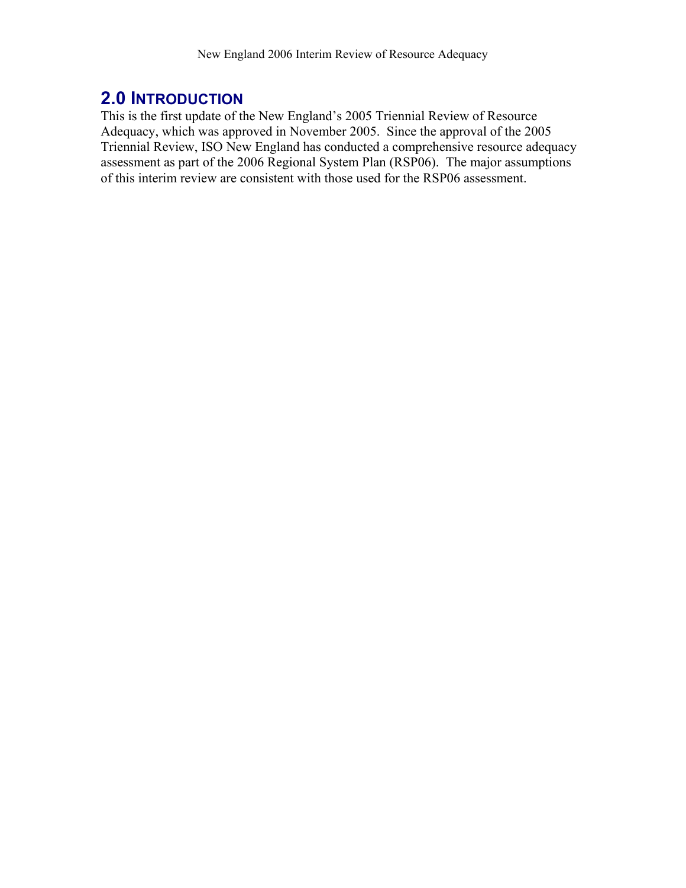## 2.0 INTRODUCTION

This is the first update of the New England's 2005 Triennial Review of Resource Adequacy, which was approved in November 2005. Since the approval of the 2005 Triennial Review, ISO New England has conducted a comprehensive resource adequacy assessment as part of the 2006 Regional System Plan (RSP06). The major assumptions of this interim review are consistent with those used for the RSP06 assessment.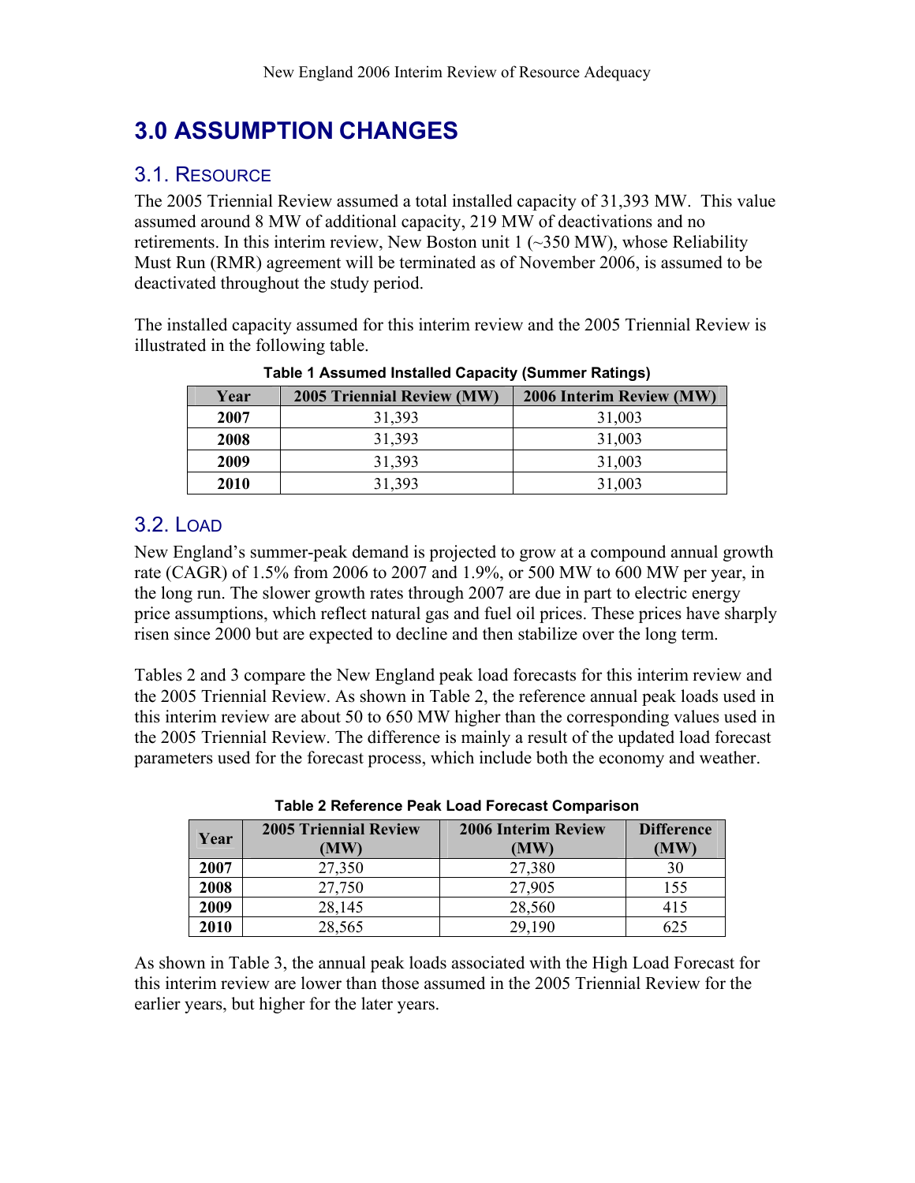# 3.0 ASSUMPTION CHANGES

## 3.1. RESOURCE

The 2005 Triennial Review assumed a total installed capacity of 31,393 MW. This value assumed around 8 MW of additional capacity, 219 MW of deactivations and no retirements. In this interim review, New Boston unit 1 (~350 MW), whose Reliability Must Run (RMR) agreement will be terminated as of November 2006, is assumed to be deactivated throughout the study period.

The installed capacity assumed for this interim review and the 2005 Triennial Review is illustrated in the following table.

**Table 1 Assumed Installed Capacity (Summer Ratings)**

| Year | 2005 Triennial Review (MW) | 2006 Interim Review (MW) |
|---|---|---|
| **2007** | 31,393 | 31,003 |
| **2008** | 31,393 | 31,003 |
| **2009** | 31,393 | 31,003 |
| **2010** | 31,393 | 31,003 |

## 3.2. LOAD

New England's summer-peak demand is projected to grow at a compound annual growth rate (CAGR) of 1.5% from 2006 to 2007 and 1.9%, or 500 MW to 600 MW per year, in the long run. The slower growth rates through 2007 are due in part to electric energy price assumptions, which reflect natural gas and fuel oil prices. These prices have sharply risen since 2000 but are expected to decline and then stabilize over the long term.

Tables 2 and 3 compare the New England peak load forecasts for this interim review and the 2005 Triennial Review. As shown in Table 2, the reference annual peak loads used in this interim review are about 50 to 650 MW higher than the corresponding values used in the 2005 Triennial Review. The difference is mainly a result of the updated load forecast parameters used for the forecast process, which include both the economy and weather.

**Table 2 Reference Peak Load Forecast Comparison**

| Year | 2005 Triennial Review (MW) | 2006 Interim Review (MW) | Difference (MW) |
|---|---|---|---|
| **2007** | 27,350 | 27,380 | 30 |
| **2008** | 27,750 | 27,905 | 155 |
| **2009** | 28,145 | 28,560 | 415 |
| **2010** | 28,565 | 29,190 | 625 |

As shown in Table 3, the annual peak loads associated with the High Load Forecast for this interim review are lower than those assumed in the 2005 Triennial Review for the earlier years, but higher for the later years.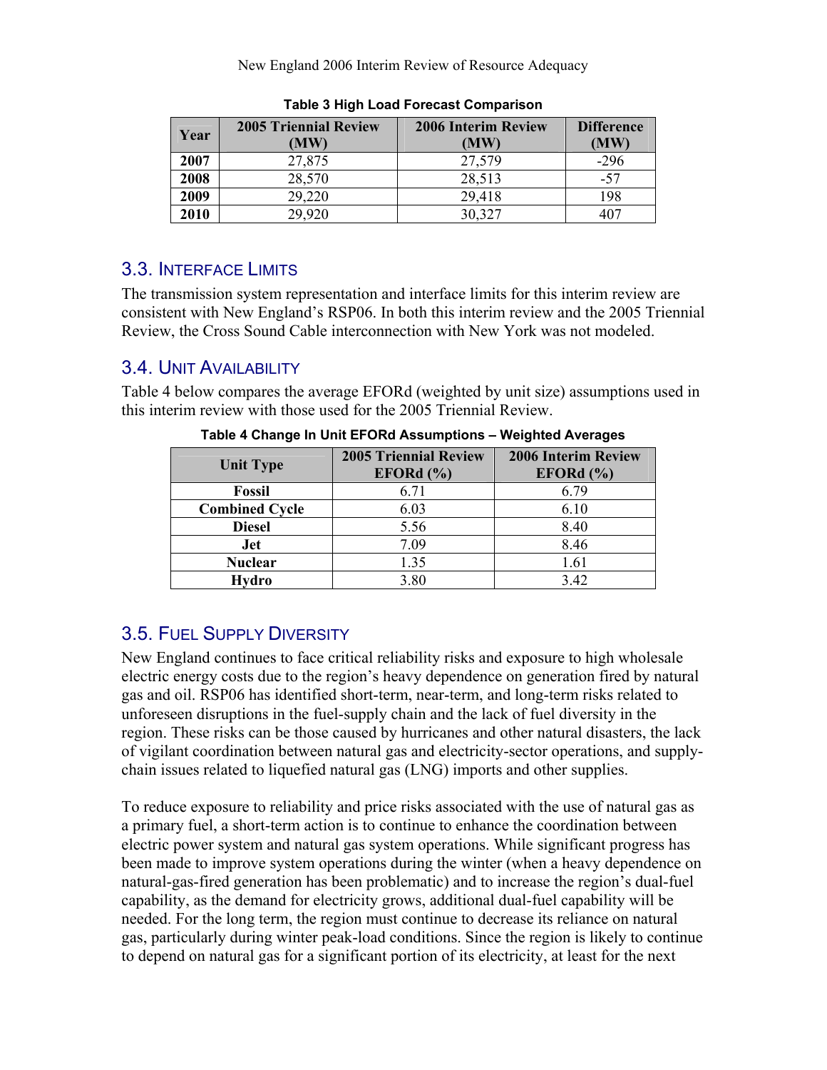**Table 3 High Load Forecast Comparison**

| Year | 2005 Triennial Review (MW) | 2006 Interim Review (MW) | Difference (MW) |
|---|---|---|---|
| **2007** | 27,875 | 27,579 | -296 |
| **2008** | 28,570 | 28,513 | -57 |
| **2009** | 29,220 | 29,418 | 198 |
| **2010** | 29,920 | 30,327 | 407 |

## 3.3. Interface Limits

The transmission system representation and interface limits for this interim review are consistent with New England's RSP06. In both this interim review and the 2005 Triennial Review, the Cross Sound Cable interconnection with New York was not modeled.

## 3.4. Unit Availability

Table 4 below compares the average EFORd (weighted by unit size) assumptions used in this interim review with those used for the 2005 Triennial Review.

**Table 4 Change In Unit EFORd Assumptions – Weighted Averages**

| Unit Type | 2005 Triennial Review EFORd (%) | 2006 Interim Review EFORd (%) |
|---|---|---|
| **Fossil** | 6.71 | 6.79 |
| **Combined Cycle** | 6.03 | 6.10 |
| **Diesel** | 5.56 | 8.40 |
| **Jet** | 7.09 | 8.46 |
| **Nuclear** | 1.35 | 1.61 |
| **Hydro** | 3.80 | 3.42 |

## 3.5. Fuel Supply Diversity

New England continues to face critical reliability risks and exposure to high wholesale electric energy costs due to the region's heavy dependence on generation fired by natural gas and oil. RSP06 has identified short-term, near-term, and long-term risks related to unforeseen disruptions in the fuel-supply chain and the lack of fuel diversity in the region. These risks can be those caused by hurricanes and other natural disasters, the lack of vigilant coordination between natural gas and electricity-sector operations, and supply-chain issues related to liquefied natural gas (LNG) imports and other supplies.

To reduce exposure to reliability and price risks associated with the use of natural gas as a primary fuel, a short-term action is to continue to enhance the coordination between electric power system and natural gas system operations. While significant progress has been made to improve system operations during the winter (when a heavy dependence on natural-gas-fired generation has been problematic) and to increase the region's dual-fuel capability, as the demand for electricity grows, additional dual-fuel capability will be needed. For the long term, the region must continue to decrease its reliance on natural gas, particularly during winter peak-load conditions. Since the region is likely to continue to depend on natural gas for a significant portion of its electricity, at least for the next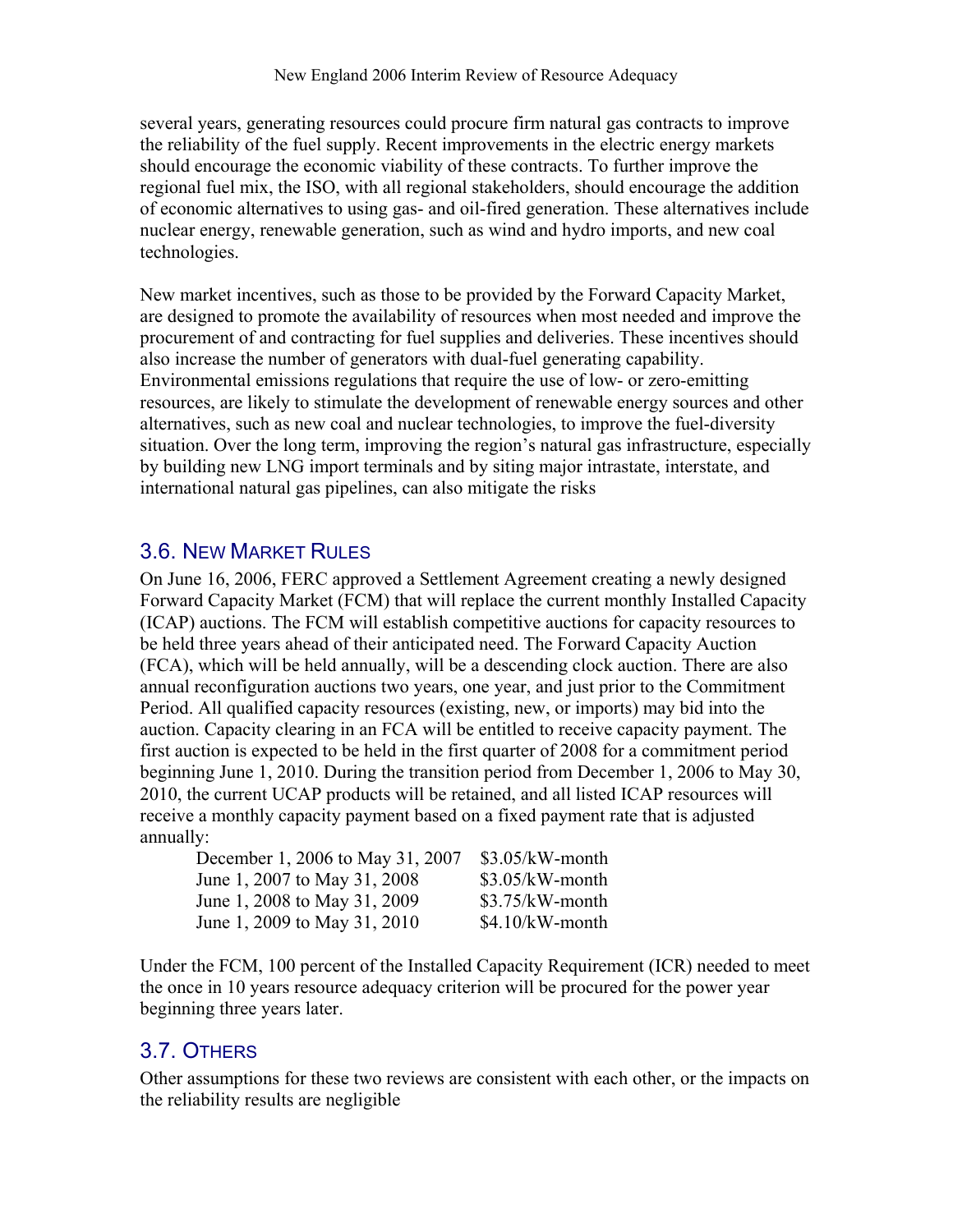several years, generating resources could procure firm natural gas contracts to improve the reliability of the fuel supply. Recent improvements in the electric energy markets should encourage the economic viability of these contracts. To further improve the regional fuel mix, the ISO, with all regional stakeholders, should encourage the addition of economic alternatives to using gas- and oil-fired generation. These alternatives include nuclear energy, renewable generation, such as wind and hydro imports, and new coal technologies.

New market incentives, such as those to be provided by the Forward Capacity Market, are designed to promote the availability of resources when most needed and improve the procurement of and contracting for fuel supplies and deliveries. These incentives should also increase the number of generators with dual-fuel generating capability. Environmental emissions regulations that require the use of low- or zero-emitting resources, are likely to stimulate the development of renewable energy sources and other alternatives, such as new coal and nuclear technologies, to improve the fuel-diversity situation. Over the long term, improving the region's natural gas infrastructure, especially by building new LNG import terminals and by siting major intrastate, interstate, and international natural gas pipelines, can also mitigate the risks

## 3.6. New Market Rules

On June 16, 2006, FERC approved a Settlement Agreement creating a newly designed Forward Capacity Market (FCM) that will replace the current monthly Installed Capacity (ICAP) auctions. The FCM will establish competitive auctions for capacity resources to be held three years ahead of their anticipated need. The Forward Capacity Auction (FCA), which will be held annually, will be a descending clock auction. There are also annual reconfiguration auctions two years, one year, and just prior to the Commitment Period. All qualified capacity resources (existing, new, or imports) may bid into the auction. Capacity clearing in an FCA will be entitled to receive capacity payment. The first auction is expected to be held in the first quarter of 2008 for a commitment period beginning June 1, 2010. During the transition period from December 1, 2006 to May 30, 2010, the current UCAP products will be retained, and all listed ICAP resources will receive a monthly capacity payment based on a fixed payment rate that is adjusted annually:

| Period | Rate |
|---|---|
| December 1, 2006 to May 31, 2007 | \$3.05/kW-month |
| June 1, 2007 to May 31, 2008 | \$3.05/kW-month |
| June 1, 2008 to May 31, 2009 | \$3.75/kW-month |
| June 1, 2009 to May 31, 2010 | \$4.10/kW-month |

Under the FCM, 100 percent of the Installed Capacity Requirement (ICR) needed to meet the once in 10 years resource adequacy criterion will be procured for the power year beginning three years later.

## 3.7. Others

Other assumptions for these two reviews are consistent with each other, or the impacts on the reliability results are negligible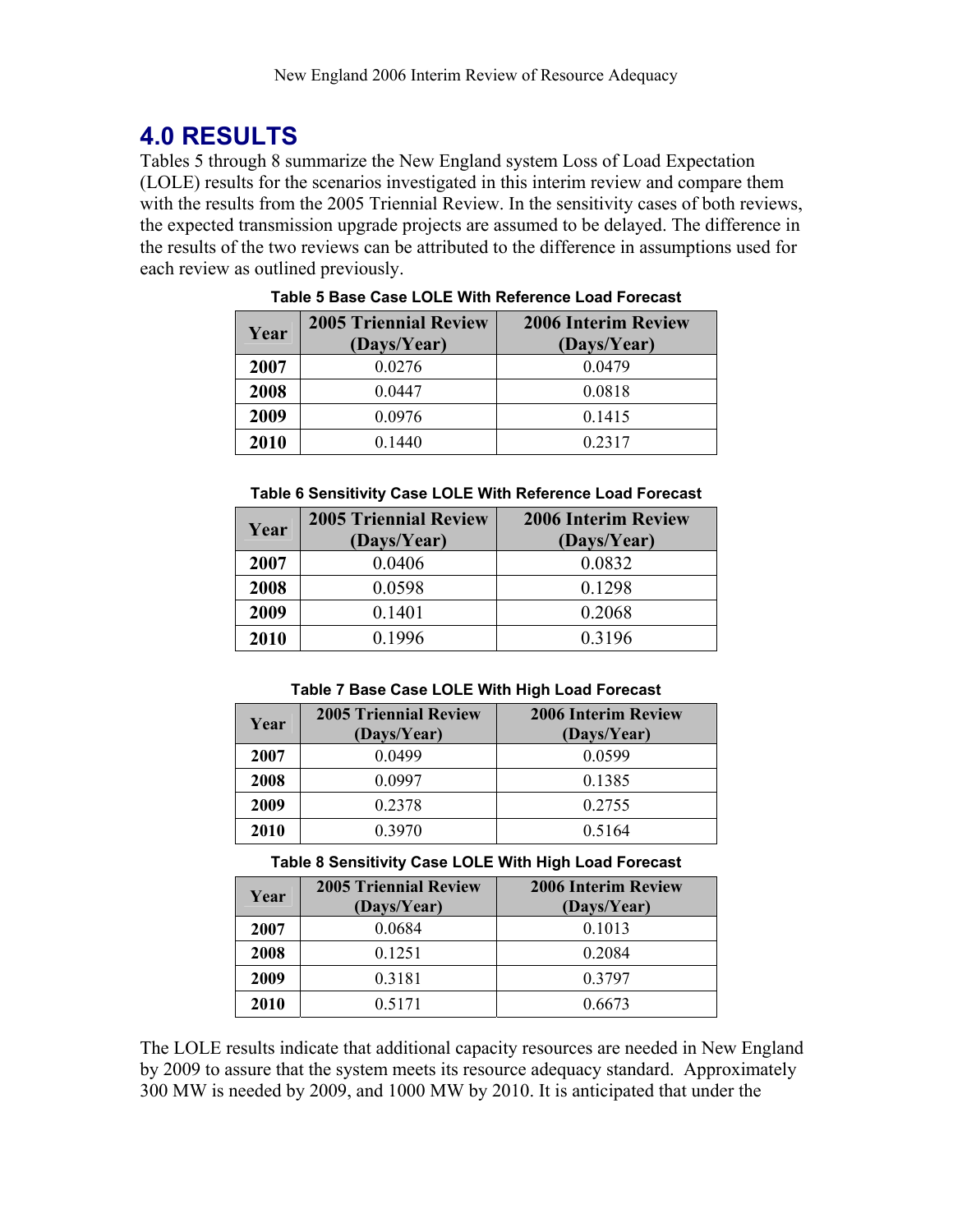# 4.0 RESULTS

Tables 5 through 8 summarize the New England system Loss of Load Expectation (LOLE) results for the scenarios investigated in this interim review and compare them with the results from the 2005 Triennial Review. In the sensitivity cases of both reviews, the expected transmission upgrade projects are assumed to be delayed. The difference in the results of the two reviews can be attributed to the difference in assumptions used for each review as outlined previously.

**Table 5 Base Case LOLE With Reference Load Forecast**

| Year | 2005 Triennial Review (Days/Year) | 2006 Interim Review (Days/Year) |
|---|---|---|
| **2007** | 0.0276 | 0.0479 |
| **2008** | 0.0447 | 0.0818 |
| **2009** | 0.0976 | 0.1415 |
| **2010** | 0.1440 | 0.2317 |

**Table 6 Sensitivity Case LOLE With Reference Load Forecast**

| Year | 2005 Triennial Review (Days/Year) | 2006 Interim Review (Days/Year) |
|---|---|---|
| **2007** | 0.0406 | 0.0832 |
| **2008** | 0.0598 | 0.1298 |
| **2009** | 0.1401 | 0.2068 |
| **2010** | 0.1996 | 0.3196 |

**Table 7 Base Case LOLE With High Load Forecast**

| Year | 2005 Triennial Review (Days/Year) | 2006 Interim Review (Days/Year) |
|---|---|---|
| **2007** | 0.0499 | 0.0599 |
| **2008** | 0.0997 | 0.1385 |
| **2009** | 0.2378 | 0.2755 |
| **2010** | 0.3970 | 0.5164 |

**Table 8 Sensitivity Case LOLE With High Load Forecast**

| Year | 2005 Triennial Review (Days/Year) | 2006 Interim Review (Days/Year) |
|---|---|---|
| **2007** | 0.0684 | 0.1013 |
| **2008** | 0.1251 | 0.2084 |
| **2009** | 0.3181 | 0.3797 |
| **2010** | 0.5171 | 0.6673 |

The LOLE results indicate that additional capacity resources are needed in New England by 2009 to assure that the system meets its resource adequacy standard. Approximately 300 MW is needed by 2009, and 1000 MW by 2010. It is anticipated that under the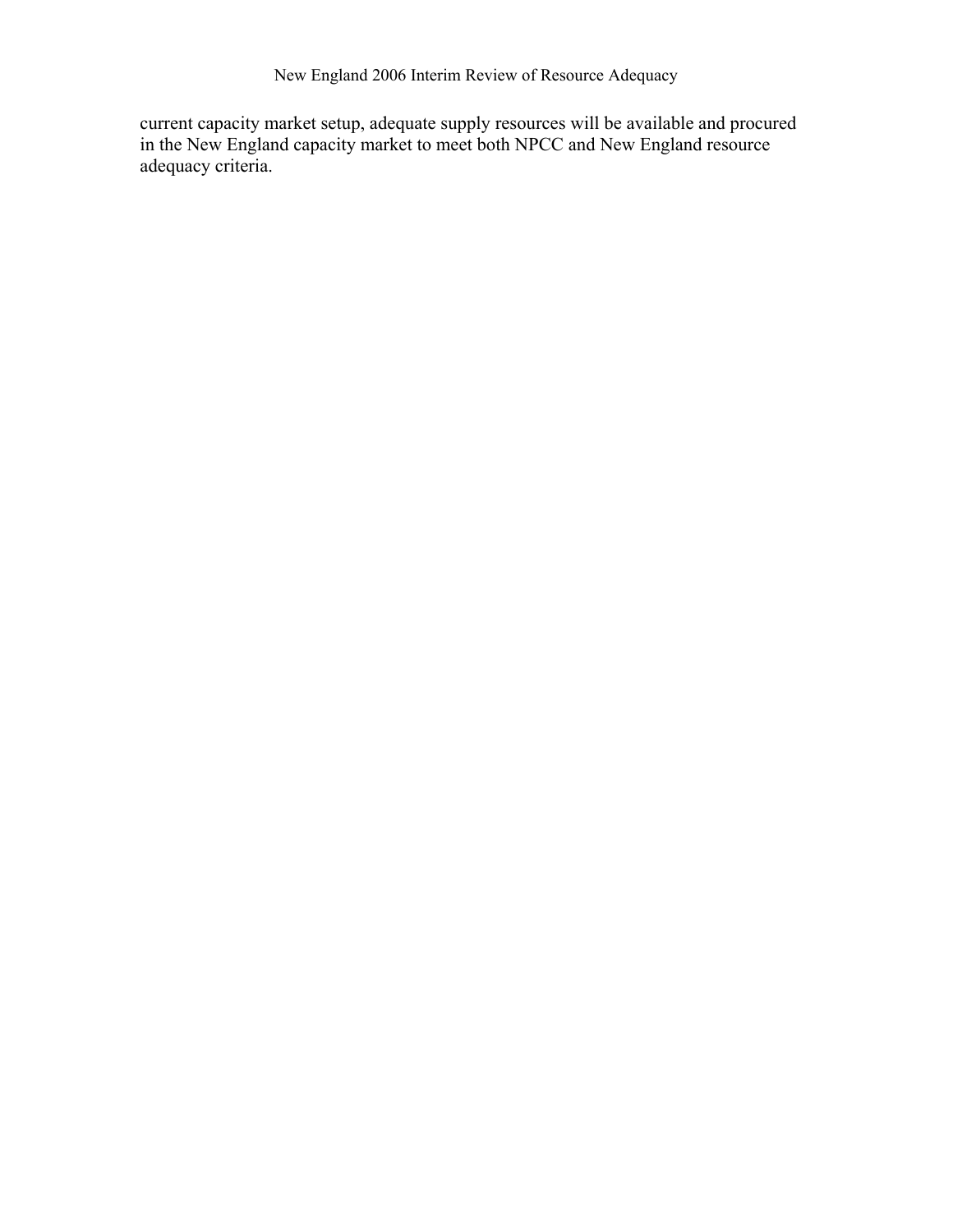current capacity market setup, adequate supply resources will be available and procured in the New England capacity market to meet both NPCC and New England resource adequacy criteria.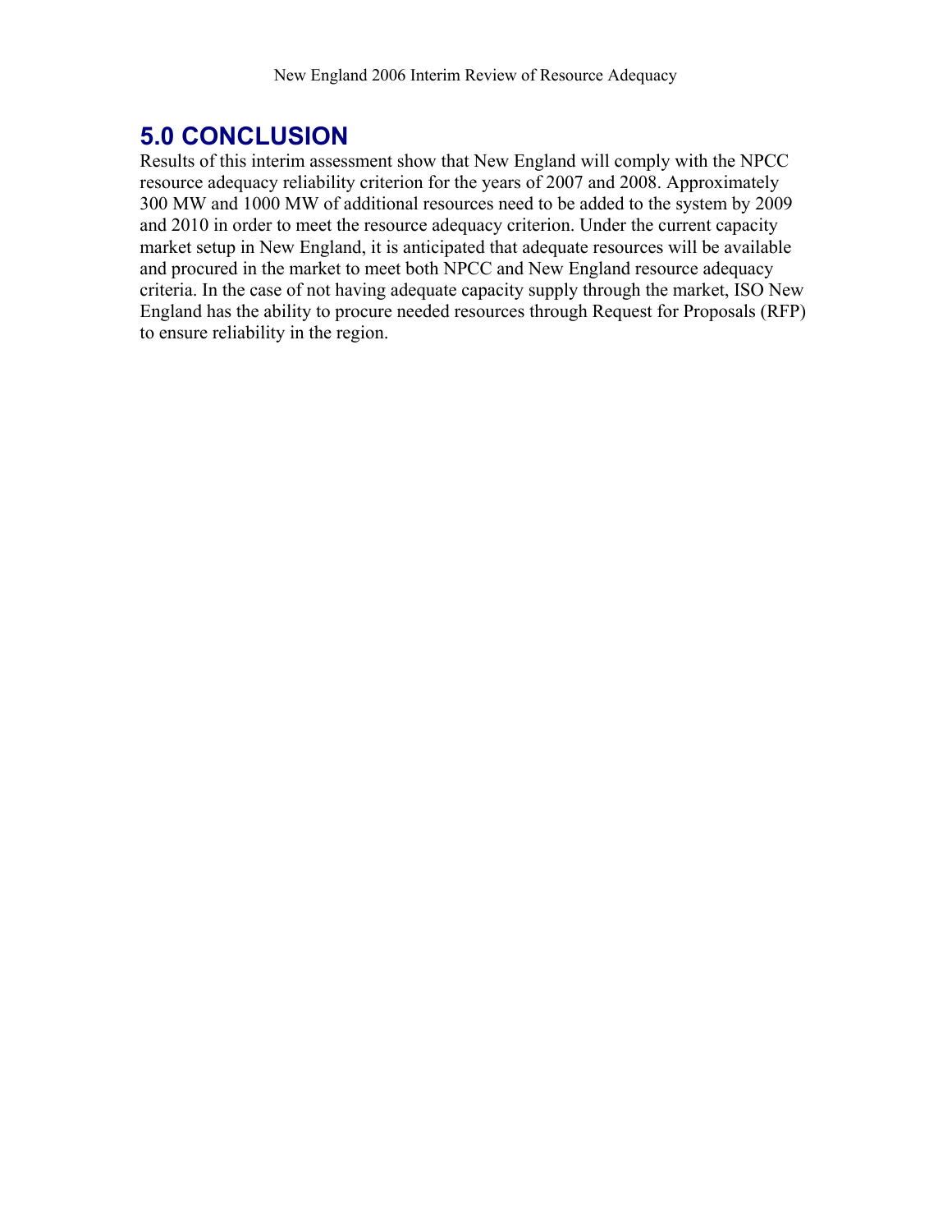# 5.0 CONCLUSION

Results of this interim assessment show that New England will comply with the NPCC resource adequacy reliability criterion for the years of 2007 and 2008. Approximately 300 MW and 1000 MW of additional resources need to be added to the system by 2009 and 2010 in order to meet the resource adequacy criterion. Under the current capacity market setup in New England, it is anticipated that adequate resources will be available and procured in the market to meet both NPCC and New England resource adequacy criteria. In the case of not having adequate capacity supply through the market, ISO New England has the ability to procure needed resources through Request for Proposals (RFP) to ensure reliability in the region.